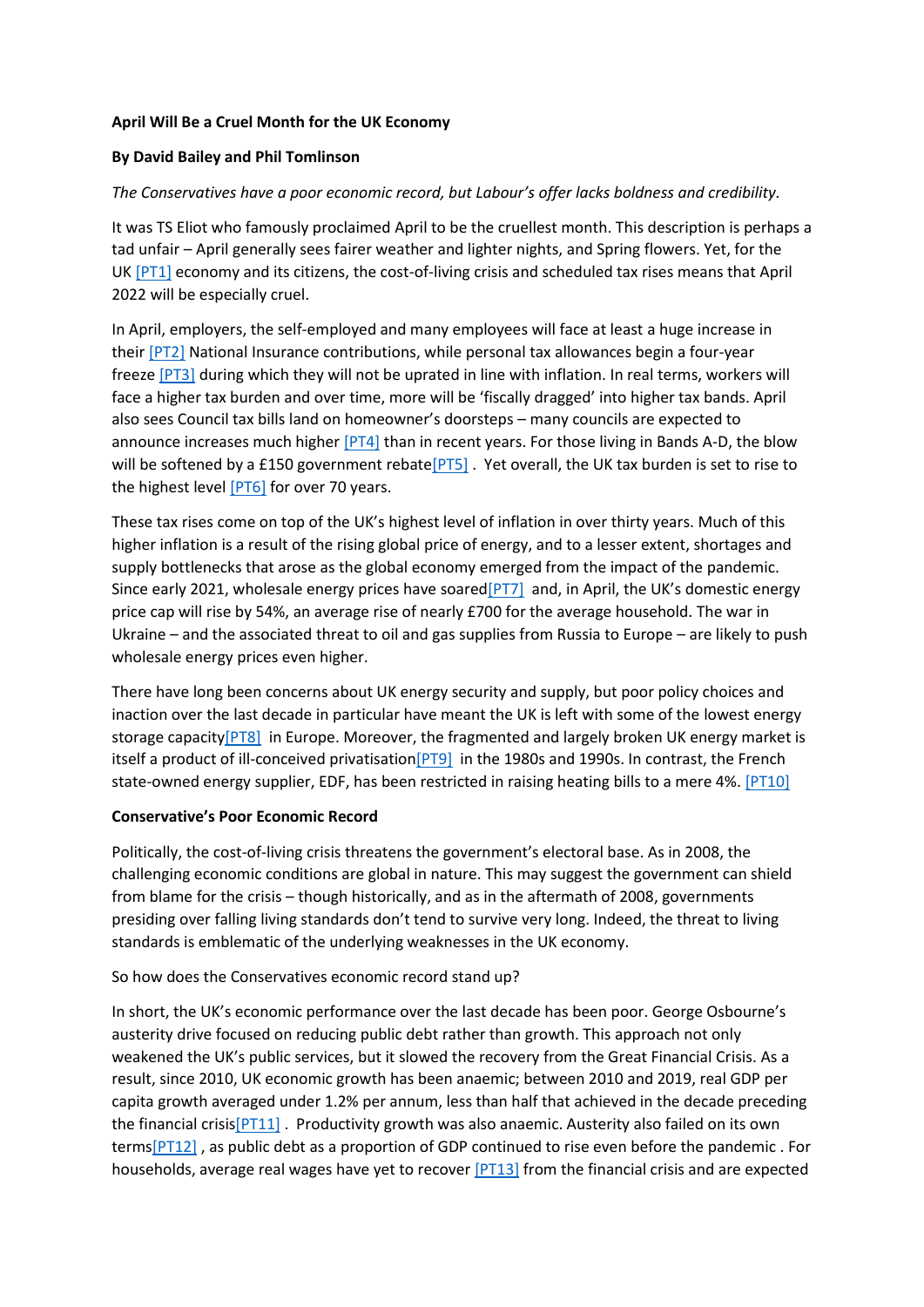**April Will Be a Cruel Month for the UK Economy**

**By David Bailey and Phil Tomlinson**

*The Conservatives have a poor economic record, but Labour's offer lacks boldness and credibility.*

It was TS Eliot who famously proclaimed April to be the cruellest month. This description is perhaps a tad unfair – April generally sees fairer weather and lighter nights, and Spring flowers. Yet, for the UK [PT1] economy and its citizens, the cost-of-living crisis and scheduled tax rises means that April 2022 will be especially cruel.

In April, employers, the self-employed and many employees will face at least a huge increase in their [PT2] National Insurance contributions, while personal tax allowances begin a four-year freeze [PT3] during which they will not be uprated in line with inflation. In real terms, workers will face a higher tax burden and over time, more will be 'fiscally dragged' into higher tax bands. April also sees Council tax bills land on homeowner's doorsteps – many councils are expected to announce increases much higher [PT4] than in recent years. For those living in Bands A-D, the blow will be softened by a £150 government rebate[PT5] . Yet overall, the UK tax burden is set to rise to the highest level [PT6] for over 70 years.

These tax rises come on top of the UK's highest level of inflation in over thirty years. Much of this higher inflation is a result of the rising global price of energy, and to a lesser extent, shortages and supply bottlenecks that arose as the global economy emerged from the impact of the pandemic. Since early 2021, wholesale energy prices have soared[PT7] and, in April, the UK's domestic energy price cap will rise by 54%, an average rise of nearly £700 for the average household. The war in Ukraine – and the associated threat to oil and gas supplies from Russia to Europe – are likely to push wholesale energy prices even higher.

There have long been concerns about UK energy security and supply, but poor policy choices and inaction over the last decade in particular have meant the UK is left with some of the lowest energy storage capacity[PT8] in Europe. Moreover, the fragmented and largely broken UK energy market is itself a product of ill-conceived privatisation[PT9] in the 1980s and 1990s. In contrast, the French state-owned energy supplier, EDF, has been restricted in raising heating bills to a mere 4%. [PT10]

**Conservative's Poor Economic Record**

Politically, the cost-of-living crisis threatens the government's electoral base. As in 2008, the challenging economic conditions are global in nature. This may suggest the government can shield from blame for the crisis – though historically, and as in the aftermath of 2008, governments presiding over falling living standards don't tend to survive very long. Indeed, the threat to living standards is emblematic of the underlying weaknesses in the UK economy.

So how does the Conservatives economic record stand up?

In short, the UK's economic performance over the last decade has been poor. George Osbourne's austerity drive focused on reducing public debt rather than growth. This approach not only weakened the UK's public services, but it slowed the recovery from the Great Financial Crisis. As a result, since 2010, UK economic growth has been anaemic; between 2010 and 2019, real GDP per capita growth averaged under 1.2% per annum, less than half that achieved in the decade preceding the financial crisis[PT11] . Productivity growth was also anaemic. Austerity also failed on its own terms[PT12] , as public debt as a proportion of GDP continued to rise even before the pandemic . For households, average real wages have yet to recover [PT13] from the financial crisis and are expected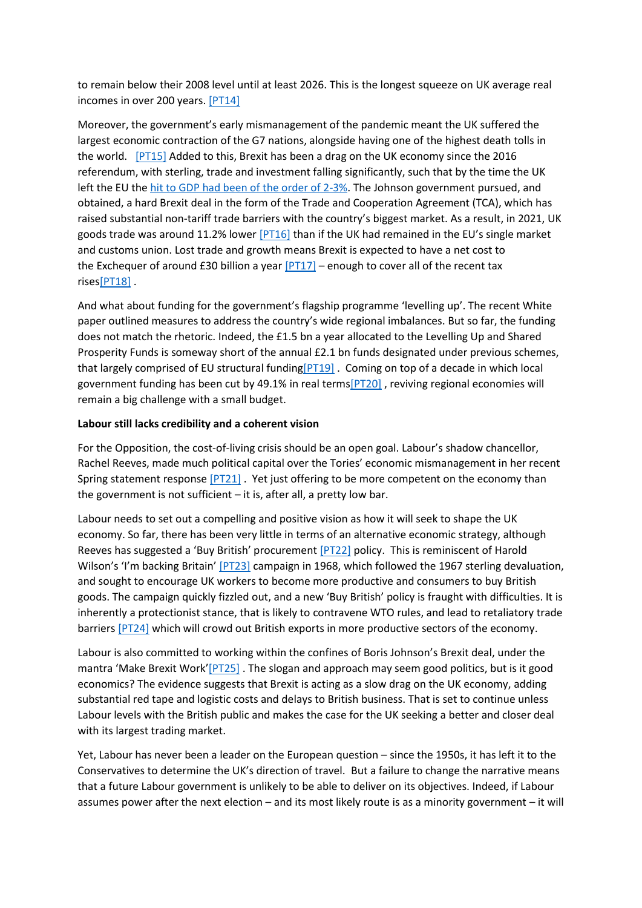to remain below their 2008 level until at least 2026. This is the longest squeeze on UK average real incomes in over 200 years. [PT14]

Moreover, the government's early mismanagement of the pandemic meant the UK suffered the largest economic contraction of the G7 nations, alongside having one of the highest death tolls in the world. [PT15] Added to this, Brexit has been a drag on the UK economy since the 2016 referendum, with sterling, trade and investment falling significantly, such that by the time the UK left the EU the hit to GDP had been of the order of 2-3%. The Johnson government pursued, and obtained, a hard Brexit deal in the form of the Trade and Cooperation Agreement (TCA), which has raised substantial non-tariff trade barriers with the country's biggest market. As a result, in 2021, UK goods trade was around 11.2% lower [PT16] than if the UK had remained in the EU's single market and customs union. Lost trade and growth means Brexit is expected to have a net cost to the Exchequer of around £30 billion a year [PT17] – enough to cover all of the recent tax rises[PT18] .

And what about funding for the government's flagship programme 'levelling up'. The recent White paper outlined measures to address the country's wide regional imbalances. But so far, the funding does not match the rhetoric. Indeed, the £1.5 bn a year allocated to the Levelling Up and Shared Prosperity Funds is someway short of the annual £2.1 bn funds designated under previous schemes, that largely comprised of EU structural funding[PT19] . Coming on top of a decade in which local government funding has been cut by 49.1% in real terms[PT20] , reviving regional economies will remain a big challenge with a small budget.

**Labour still lacks credibility and a coherent vision**

For the Opposition, the cost-of-living crisis should be an open goal. Labour's shadow chancellor, Rachel Reeves, made much political capital over the Tories' economic mismanagement in her recent Spring statement response [PT21] . Yet just offering to be more competent on the economy than the government is not sufficient – it is, after all, a pretty low bar.

Labour needs to set out a compelling and positive vision as how it will seek to shape the UK economy. So far, there has been very little in terms of an alternative economic strategy, although Reeves has suggested a 'Buy British' procurement [PT22] policy. This is reminiscent of Harold Wilson's 'I'm backing Britain' [PT23] campaign in 1968, which followed the 1967 sterling devaluation, and sought to encourage UK workers to become more productive and consumers to buy British goods. The campaign quickly fizzled out, and a new 'Buy British' policy is fraught with difficulties. It is inherently a protectionist stance, that is likely to contravene WTO rules, and lead to retaliatory trade barriers [PT24] which will crowd out British exports in more productive sectors of the economy.

Labour is also committed to working within the confines of Boris Johnson's Brexit deal, under the mantra 'Make Brexit Work'[PT25] . The slogan and approach may seem good politics, but is it good economics? The evidence suggests that Brexit is acting as a slow drag on the UK economy, adding substantial red tape and logistic costs and delays to British business. That is set to continue unless Labour levels with the British public and makes the case for the UK seeking a better and closer deal with its largest trading market.

Yet, Labour has never been a leader on the European question – since the 1950s, it has left it to the Conservatives to determine the UK's direction of travel. But a failure to change the narrative means that a future Labour government is unlikely to be able to deliver on its objectives. Indeed, if Labour assumes power after the next election – and its most likely route is as a minority government – it will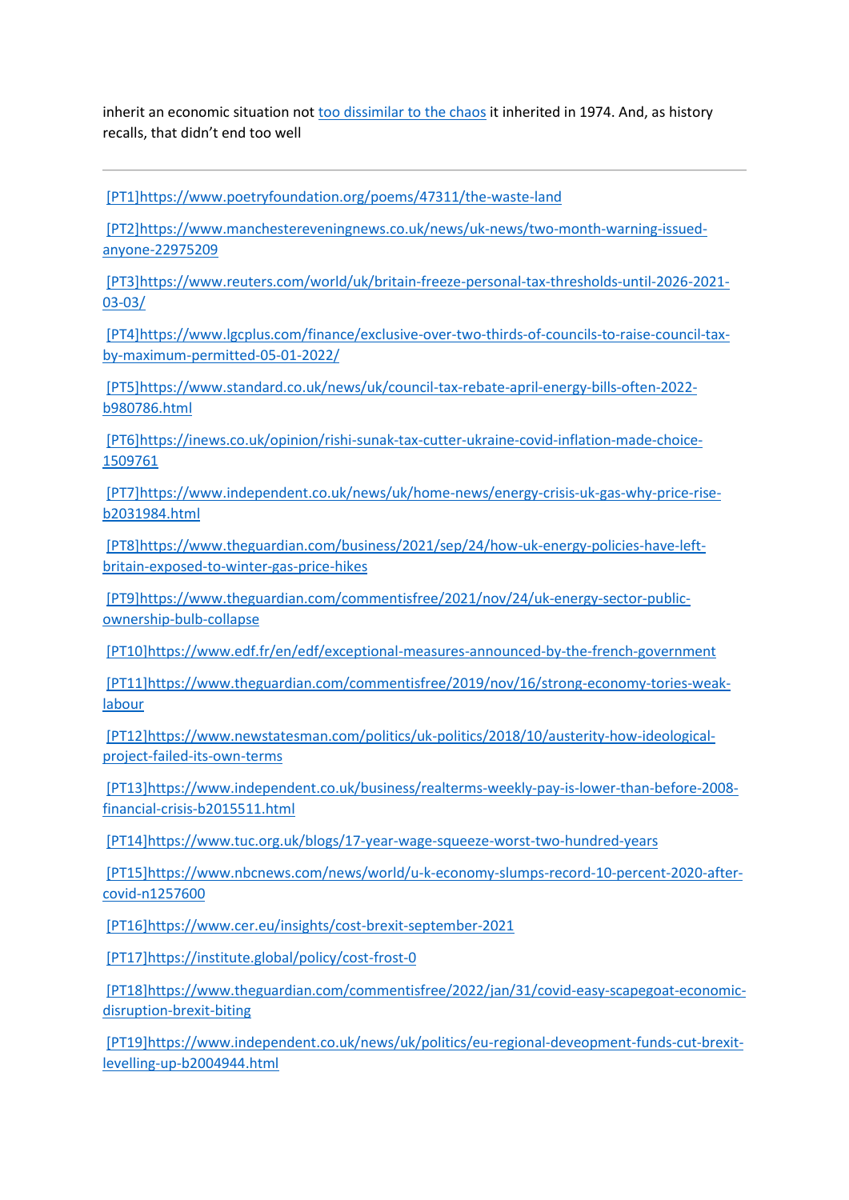inherit an economic situation not too dissimilar to the chaos it inherited in 1974. And, as history recalls, that didn't end too well

---

[PT1]https://www.poetryfoundation.org/poems/47311/the-waste-land

[PT2]https://www.manchestereveningnews.co.uk/news/uk-news/two-month-warning-issued-anyone-22975209

[PT3]https://www.reuters.com/world/uk/britain-freeze-personal-tax-thresholds-until-2026-2021-03-03/

[PT4]https://www.lgcplus.com/finance/exclusive-over-two-thirds-of-councils-to-raise-council-tax-by-maximum-permitted-05-01-2022/

[PT5]https://www.standard.co.uk/news/uk/council-tax-rebate-april-energy-bills-often-2022-b980786.html

[PT6]https://inews.co.uk/opinion/rishi-sunak-tax-cutter-ukraine-covid-inflation-made-choice-1509761

[PT7]https://www.independent.co.uk/news/uk/home-news/energy-crisis-uk-gas-why-price-rise-b2031984.html

[PT8]https://www.theguardian.com/business/2021/sep/24/how-uk-energy-policies-have-left-britain-exposed-to-winter-gas-price-hikes

[PT9]https://www.theguardian.com/commentisfree/2021/nov/24/uk-energy-sector-public-ownership-bulb-collapse

[PT10]https://www.edf.fr/en/edf/exceptional-measures-announced-by-the-french-government

[PT11]https://www.theguardian.com/commentisfree/2019/nov/16/strong-economy-tories-weak-labour

[PT12]https://www.newstatesman.com/politics/uk-politics/2018/10/austerity-how-ideological-project-failed-its-own-terms

[PT13]https://www.independent.co.uk/business/realterms-weekly-pay-is-lower-than-before-2008-financial-crisis-b2015511.html

[PT14]https://www.tuc.org.uk/blogs/17-year-wage-squeeze-worst-two-hundred-years

[PT15]https://www.nbcnews.com/news/world/u-k-economy-slumps-record-10-percent-2020-after-covid-n1257600

[PT16]https://www.cer.eu/insights/cost-brexit-september-2021

[PT17]https://institute.global/policy/cost-frost-0

[PT18]https://www.theguardian.com/commentisfree/2022/jan/31/covid-easy-scapegoat-economic-disruption-brexit-biting

[PT19]https://www.independent.co.uk/news/uk/politics/eu-regional-deveopment-funds-cut-brexit-levelling-up-b2004944.html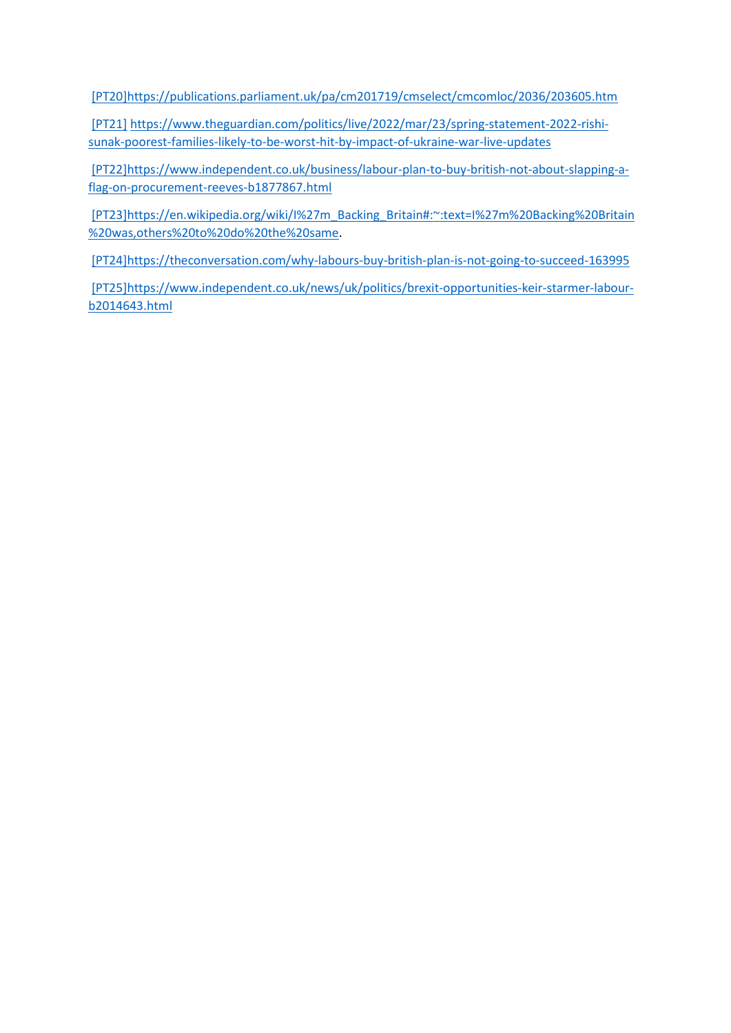[PT20]https://publications.parliament.uk/pa/cm201719/cmselect/cmcomloc/2036/203605.htm

[PT21] https://www.theguardian.com/politics/live/2022/mar/23/spring-statement-2022-rishi-sunak-poorest-families-likely-to-be-worst-hit-by-impact-of-ukraine-war-live-updates

[PT22]https://www.independent.co.uk/business/labour-plan-to-buy-british-not-about-slapping-a-flag-on-procurement-reeves-b1877867.html

[PT23]https://en.wikipedia.org/wiki/I%27m_Backing_Britain#:~:text=I%27m%20Backing%20Britain%20was,others%20to%20do%20the%20same.

[PT24]https://theconversation.com/why-labours-buy-british-plan-is-not-going-to-succeed-163995

[PT25]https://www.independent.co.uk/news/uk/politics/brexit-opportunities-keir-starmer-labour-b2014643.html